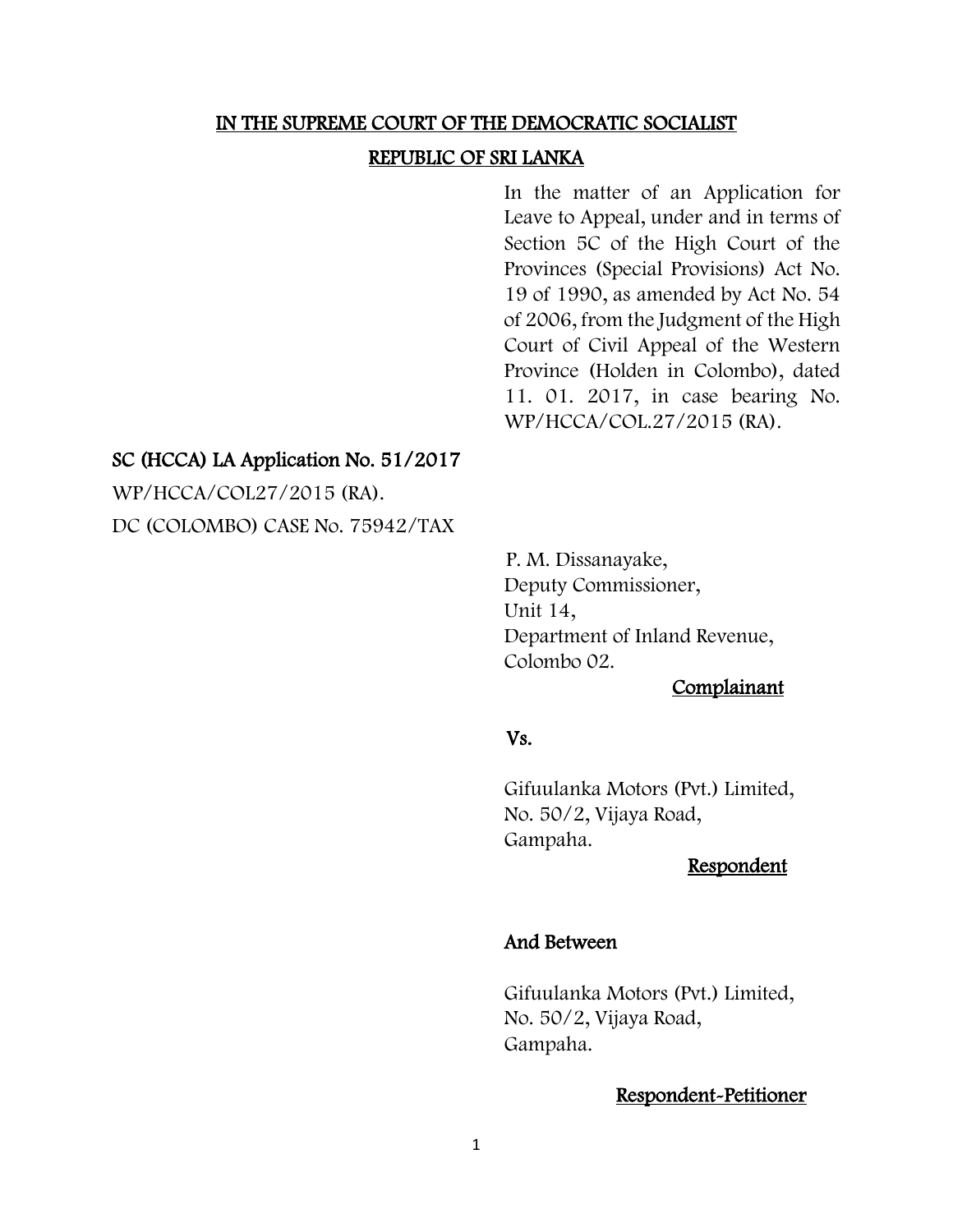**IN THE SUPREME COURT OF THE DEMOCRATIC SOCIALIST REPUBLIC OF SRI LANKA**

In the matter of an Application for Leave to Appeal, under and in terms of Section 5C of the High Court of the Provinces (Special Provisions) Act No. 19 of 1990, as amended by Act No. 54 of 2006, from the Judgment of the High Court of Civil Appeal of the Western Province (Holden in Colombo), dated 11. 01. 2017, in case bearing No. WP/HCCA/COL.27/2015 (RA).

**SC (HCCA) LA Application No. 51/2017**

WP/HCCA/COL27/2015 (RA).

DC (COLOMBO) CASE No. 75942/TAX

P. M. Dissanayake,
Deputy Commissioner,
Unit 14,
Department of Inland Revenue,
Colombo 02.

**Complainant**

**Vs.**

Gifuulanka Motors (Pvt.) Limited,
No. 50/2, Vijaya Road,
Gampaha.

**Respondent**

**And Between**

Gifuulanka Motors (Pvt.) Limited,
No. 50/2, Vijaya Road,
Gampaha.

**Respondent-Petitioner**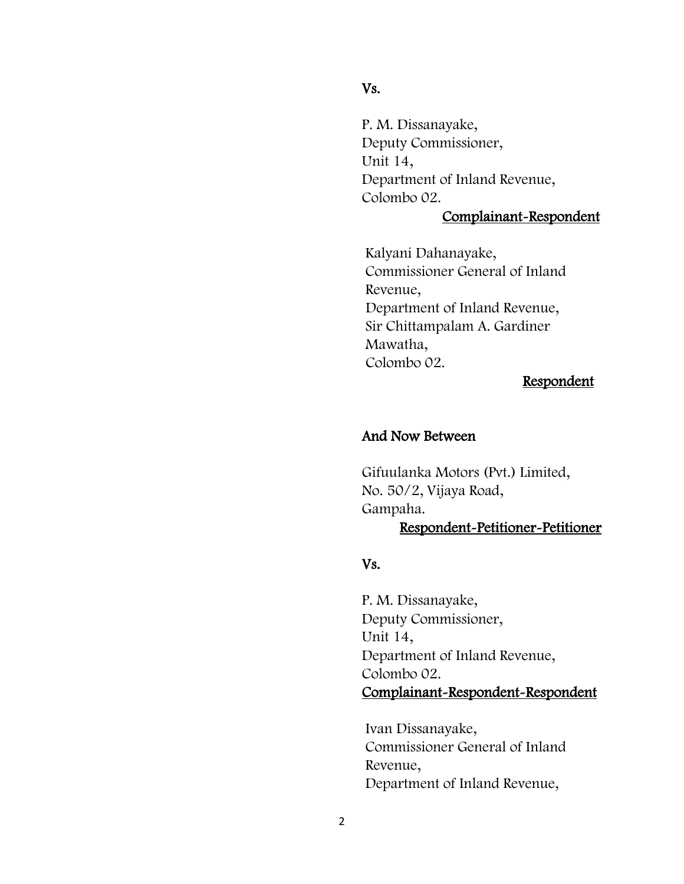Vs.

P. M. Dissanayake,
Deputy Commissioner,
Unit 14,
Department of Inland Revenue,
Colombo 02.

<u>Complainant-Respondent</u>

Kalyani Dahanayake,
Commissioner General of Inland Revenue,
Department of Inland Revenue,
Sir Chittampalam A. Gardiner Mawatha,
Colombo 02.

<u>Respondent</u>

**And Now Between**

Gifuulanka Motors (Pvt.) Limited,
No. 50/2, Vijaya Road,
Gampaha.

<u>Respondent-Petitioner-Petitioner</u>

Vs.

P. M. Dissanayake,
Deputy Commissioner,
Unit 14,
Department of Inland Revenue,
Colombo 02.

<u>Complainant-Respondent-Respondent</u>

Ivan Dissanayake,
Commissioner General of Inland Revenue,
Department of Inland Revenue,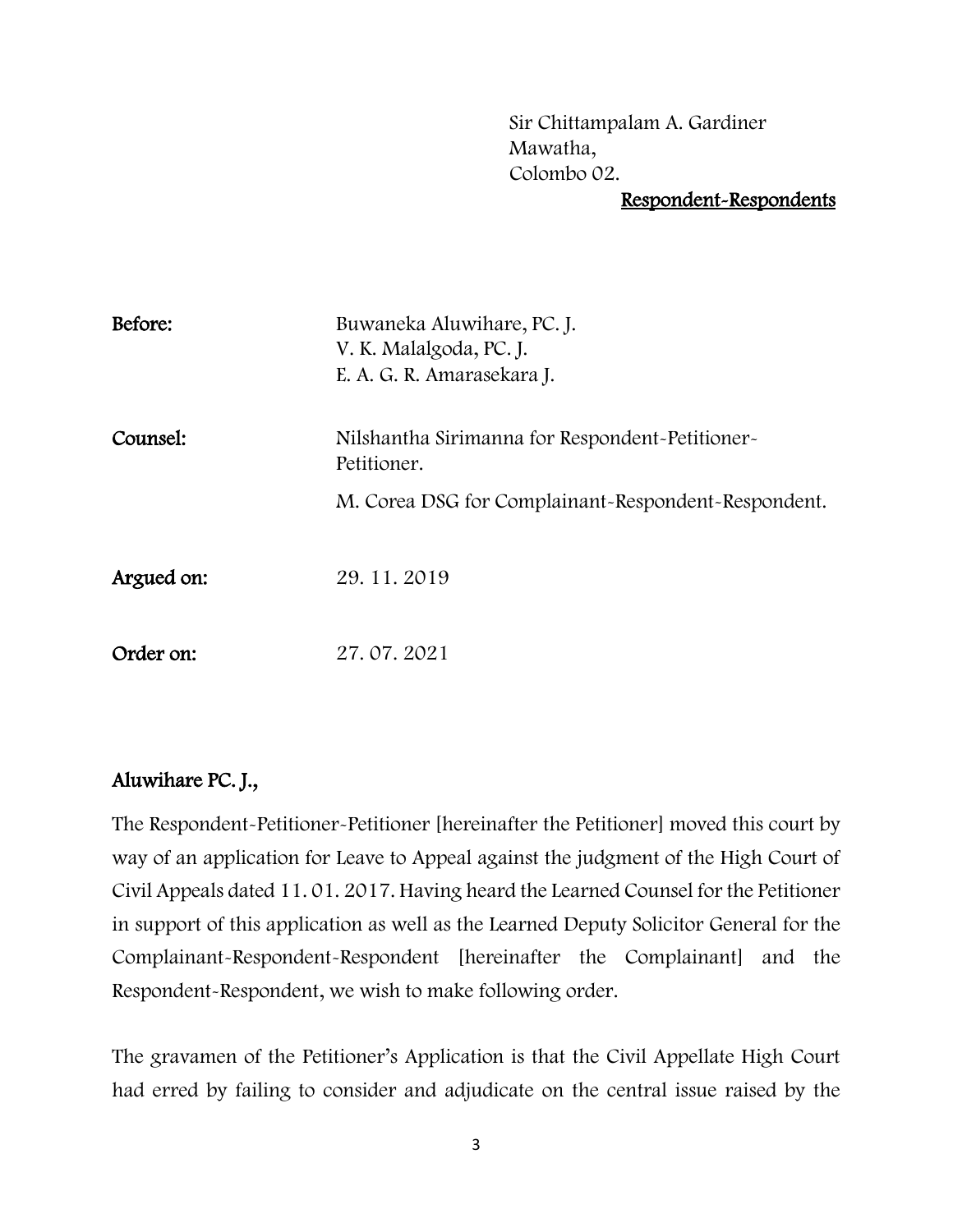Sir Chittampalam A. Gardiner
Mawatha,
Colombo 02.

<u>Respondent-Respondents</u>

| | |
|---|---|
| **Before:** | Buwaneka Aluwihare, PC. J.<br>V. K. Malalgoda, PC. J.<br>E. A. G. R. Amarasekara J. |
| **Counsel:** | Nilshantha Sirimanna for Respondent-Petitioner-Petitioner.<br>M. Corea DSG for Complainant-Respondent-Respondent. |
| **Argued on:** | 29. 11. 2019 |
| **Order on:** | 27. 07. 2021 |

**Aluwihare PC. J.,**

The Respondent-Petitioner-Petitioner [hereinafter the Petitioner] moved this court by way of an application for Leave to Appeal against the judgment of the High Court of Civil Appeals dated 11. 01. 2017. Having heard the Learned Counsel for the Petitioner in support of this application as well as the Learned Deputy Solicitor General for the Complainant-Respondent-Respondent [hereinafter the Complainant] and the Respondent-Respondent, we wish to make following order.

The gravamen of the Petitioner's Application is that the Civil Appellate High Court had erred by failing to consider and adjudicate on the central issue raised by the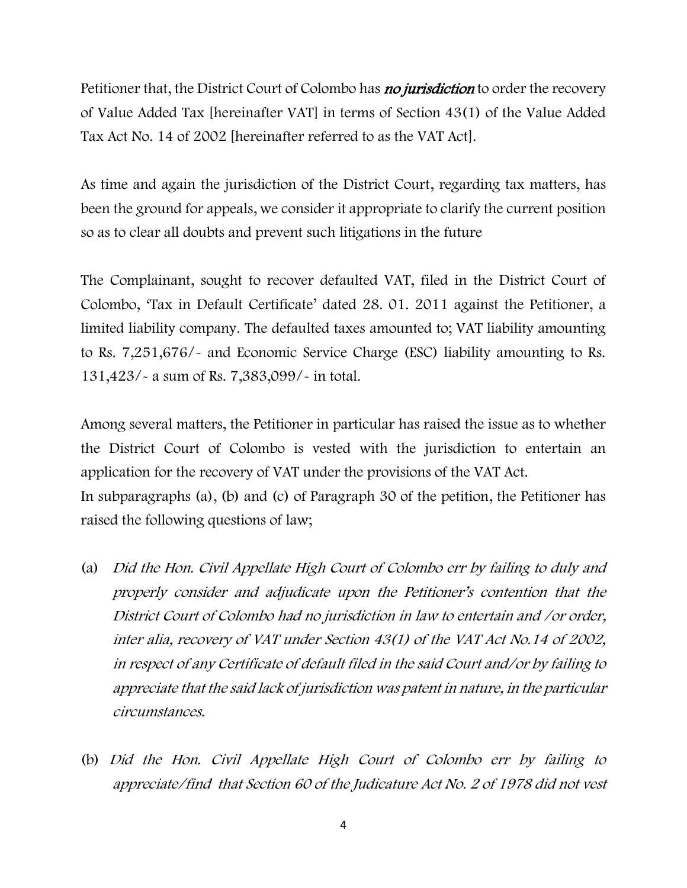Petitioner that, the District Court of Colombo has ***no jurisdiction*** to order the recovery of Value Added Tax [hereinafter VAT] in terms of Section 43(1) of the Value Added Tax Act No. 14 of 2002 [hereinafter referred to as the VAT Act].

As time and again the jurisdiction of the District Court, regarding tax matters, has been the ground for appeals, we consider it appropriate to clarify the current position so as to clear all doubts and prevent such litigations in the future

The Complainant, sought to recover defaulted VAT, filed in the District Court of Colombo, 'Tax in Default Certificate' dated 28. 01. 2011 against the Petitioner, a limited liability company. The defaulted taxes amounted to; VAT liability amounting to Rs. 7,251,676/- and Economic Service Charge (ESC) liability amounting to Rs. 131,423/- a sum of Rs. 7,383,099/- in total.

Among several matters, the Petitioner in particular has raised the issue as to whether the District Court of Colombo is vested with the jurisdiction to entertain an application for the recovery of VAT under the provisions of the VAT Act.
In subparagraphs (a), (b) and (c) of Paragraph 30 of the petition, the Petitioner has raised the following questions of law;

(a) *Did the Hon. Civil Appellate High Court of Colombo err by failing to duly and properly consider and adjudicate upon the Petitioner's contention that the District Court of Colombo had no jurisdiction in law to entertain and /or order, inter alia, recovery of VAT under Section 43(1) of the VAT Act No.14 of 2002, in respect of any Certificate of default filed in the said Court and/or by failing to appreciate that the said lack of jurisdiction was patent in nature, in the particular circumstances.*

(b) *Did the Hon. Civil Appellate High Court of Colombo err by failing to appreciate/find that Section 60 of the Judicature Act No. 2 of 1978 did not vest*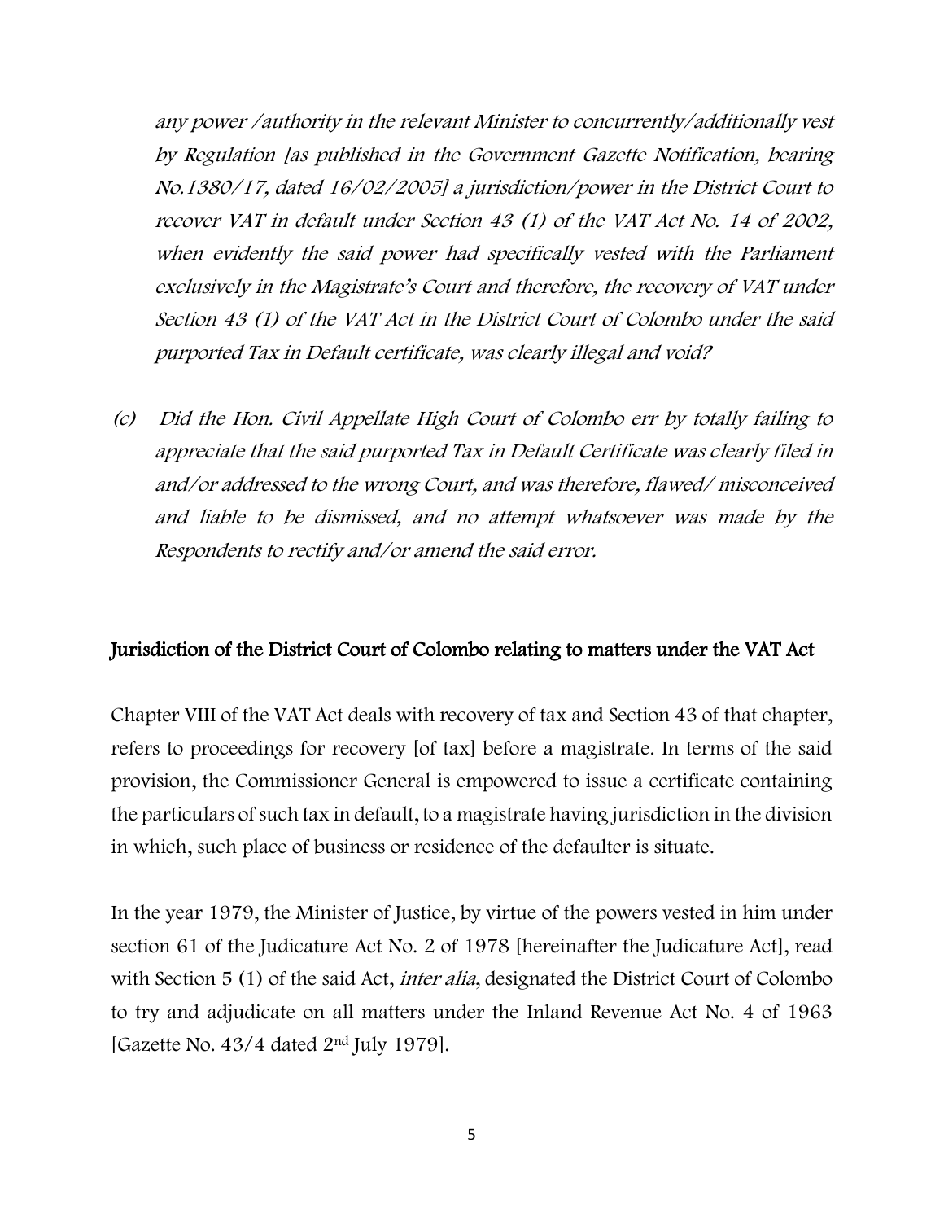*any power /authority in the relevant Minister to concurrently/additionally vest by Regulation [as published in the Government Gazette Notification, bearing No.1380/17, dated 16/02/2005] a jurisdiction/power in the District Court to recover VAT in default under Section 43 (1) of the VAT Act No. 14 of 2002, when evidently the said power had specifically vested with the Parliament exclusively in the Magistrate's Court and therefore, the recovery of VAT under Section 43 (1) of the VAT Act in the District Court of Colombo under the said purported Tax in Default certificate, was clearly illegal and void?*

*(c) Did the Hon. Civil Appellate High Court of Colombo err by totally failing to appreciate that the said purported Tax in Default Certificate was clearly filed in and/or addressed to the wrong Court, and was therefore, flawed/ misconceived and liable to be dismissed, and no attempt whatsoever was made by the Respondents to rectify and/or amend the said error.*

## Jurisdiction of the District Court of Colombo relating to matters under the VAT Act

Chapter VIII of the VAT Act deals with recovery of tax and Section 43 of that chapter, refers to proceedings for recovery [of tax] before a magistrate. In terms of the said provision, the Commissioner General is empowered to issue a certificate containing the particulars of such tax in default, to a magistrate having jurisdiction in the division in which, such place of business or residence of the defaulter is situate.

In the year 1979, the Minister of Justice, by virtue of the powers vested in him under section 61 of the Judicature Act No. 2 of 1978 [hereinafter the Judicature Act], read with Section 5 (1) of the said Act, *inter alia*, designated the District Court of Colombo to try and adjudicate on all matters under the Inland Revenue Act No. 4 of 1963 [Gazette No. 43/4 dated 2nd July 1979].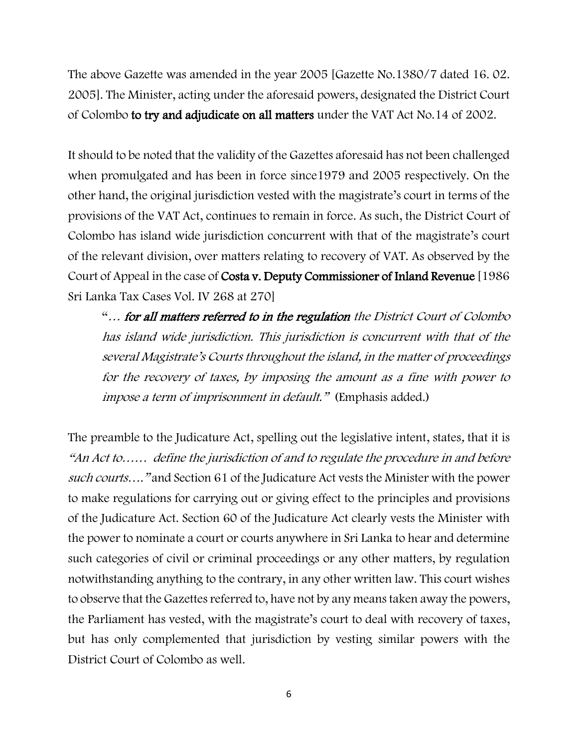The above Gazette was amended in the year 2005 [Gazette No.1380/7 dated 16. 02. 2005]. The Minister, acting under the aforesaid powers, designated the District Court of Colombo **to try and adjudicate on all matters** under the VAT Act No.14 of 2002.

It should to be noted that the validity of the Gazettes aforesaid has not been challenged when promulgated and has been in force since1979 and 2005 respectively. On the other hand, the original jurisdiction vested with the magistrate's court in terms of the provisions of the VAT Act, continues to remain in force. As such, the District Court of Colombo has island wide jurisdiction concurrent with that of the magistrate's court of the relevant division, over matters relating to recovery of VAT. As observed by the Court of Appeal in the case of **Costa v. Deputy Commissioner of Inland Revenue** [1986 Sri Lanka Tax Cases Vol. IV 268 at 270]

> "*… **for all matters referred to in the regulation** the District Court of Colombo has island wide jurisdiction. This jurisdiction is concurrent with that of the several Magistrate's Courts throughout the island, in the matter of proceedings for the recovery of taxes, by imposing the amount as a fine with power to impose a term of imprisonment in default.*" (Emphasis added.)

The preamble to the Judicature Act, spelling out the legislative intent, states*,* that it is *"An Act to…… define the jurisdiction of and to regulate the procedure in and before such courts…."* and Section 61 of the Judicature Act vests the Minister with the power to make regulations for carrying out or giving effect to the principles and provisions of the Judicature Act. Section 60 of the Judicature Act clearly vests the Minister with the power to nominate a court or courts anywhere in Sri Lanka to hear and determine such categories of civil or criminal proceedings or any other matters, by regulation notwithstanding anything to the contrary, in any other written law. This court wishes to observe that the Gazettes referred to, have not by any means taken away the powers, the Parliament has vested, with the magistrate's court to deal with recovery of taxes, but has only complemented that jurisdiction by vesting similar powers with the District Court of Colombo as well.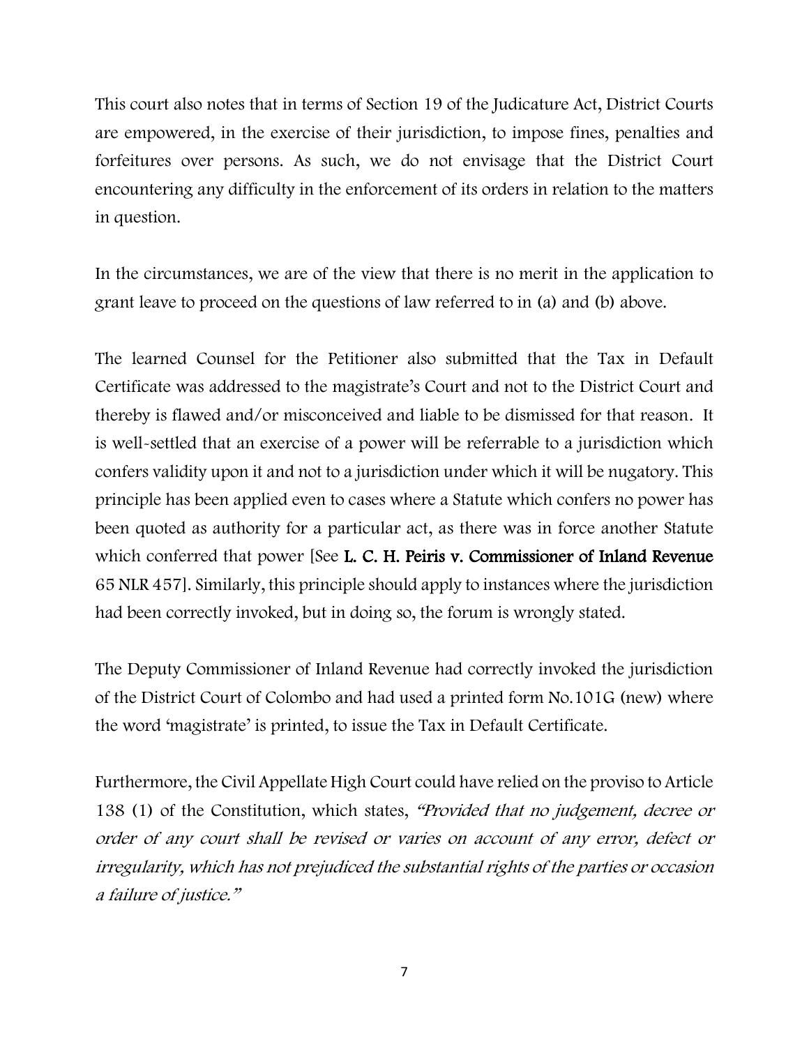This court also notes that in terms of Section 19 of the Judicature Act, District Courts are empowered, in the exercise of their jurisdiction, to impose fines, penalties and forfeitures over persons. As such, we do not envisage that the District Court encountering any difficulty in the enforcement of its orders in relation to the matters in question.

In the circumstances, we are of the view that there is no merit in the application to grant leave to proceed on the questions of law referred to in (a) and (b) above.

The learned Counsel for the Petitioner also submitted that the Tax in Default Certificate was addressed to the magistrate's Court and not to the District Court and thereby is flawed and/or misconceived and liable to be dismissed for that reason. It is well-settled that an exercise of a power will be referrable to a jurisdiction which confers validity upon it and not to a jurisdiction under which it will be nugatory. This principle has been applied even to cases where a Statute which confers no power has been quoted as authority for a particular act, as there was in force another Statute which conferred that power [See **L. C. H. Peiris v. Commissioner of Inland Revenue** 65 NLR 457]. Similarly, this principle should apply to instances where the jurisdiction had been correctly invoked, but in doing so, the forum is wrongly stated.

The Deputy Commissioner of Inland Revenue had correctly invoked the jurisdiction of the District Court of Colombo and had used a printed form No.101G (new) where the word 'magistrate' is printed, to issue the Tax in Default Certificate.

Furthermore, the Civil Appellate High Court could have relied on the proviso to Article 138 (1) of the Constitution, which states, *"Provided that no judgement, decree or order of any court shall be revised or varies on account of any error, defect or irregularity, which has not prejudiced the substantial rights of the parties or occasion a failure of justice."*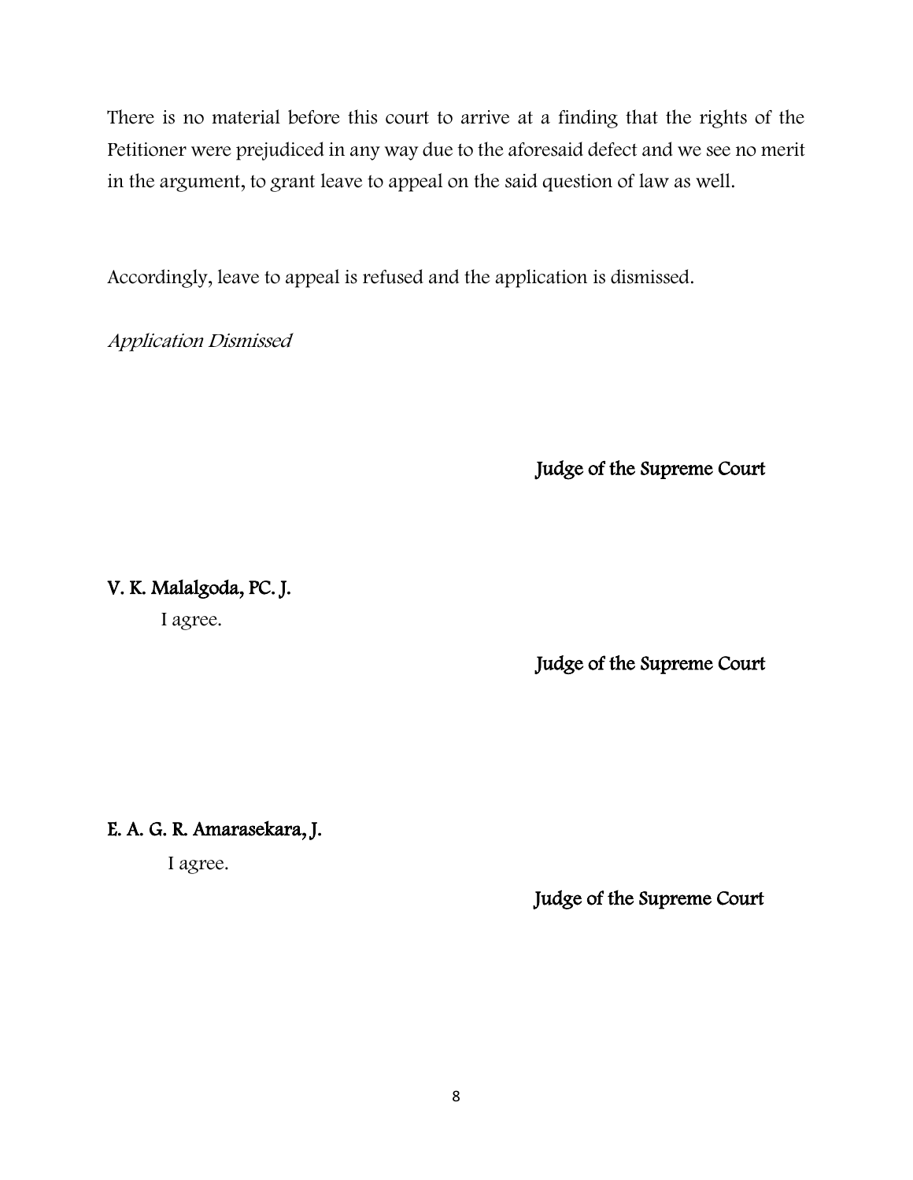There is no material before this court to arrive at a finding that the rights of the Petitioner were prejudiced in any way due to the aforesaid defect and we see no merit in the argument, to grant leave to appeal on the said question of law as well.

Accordingly, leave to appeal is refused and the application is dismissed.

*Application Dismissed*

**Judge of the Supreme Court**

**V. K. Malalgoda, PC. J.**

I agree.

**Judge of the Supreme Court**

**E. A. G. R. Amarasekara, J.**

I agree.

**Judge of the Supreme Court**